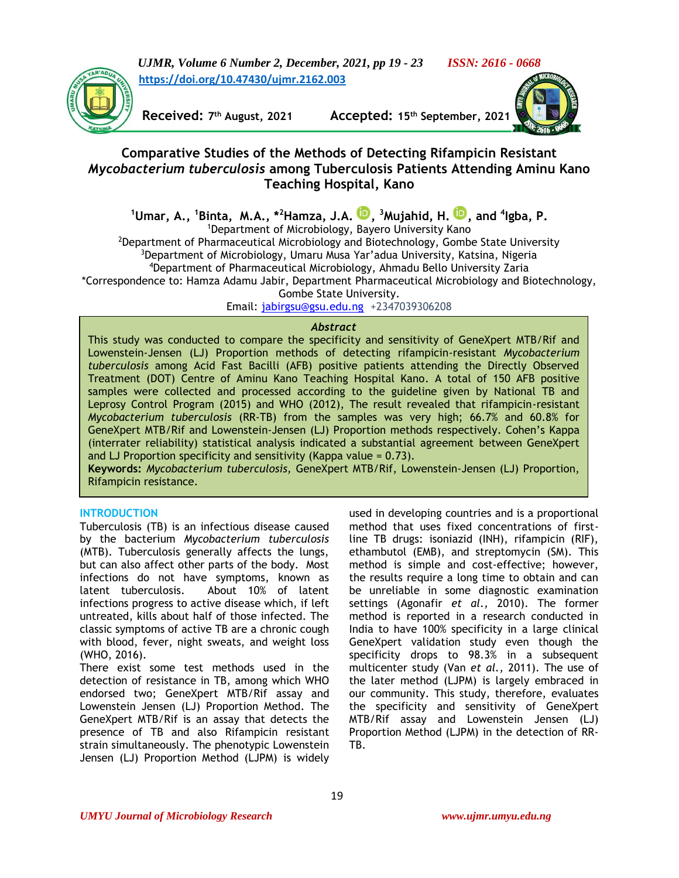https://doi.org/10.47430/ujmr.2162.003

**Received:** 7th August, 2021 **Accepted:** 15th September, 2021

# Comparative Studies of the Methods of Detecting Rifampicin Resistant *Mycobacterium tuberculosis* among Tuberculosis Patients Attending Aminu Kano Teaching Hospital, Kano

**[1]Umar, A., [1]Binta, M.A., *[2]Hamza, J.A., [3]Mujahid, H., and [4]Igba, P.**

[1]Department of Microbiology, Bayero University Kano
[2]Department of Pharmaceutical Microbiology and Biotechnology, Gombe State University
[3]Department of Microbiology, Umaru Musa Yar'adua University, Katsina, Nigeria
[4]Department of Pharmaceutical Microbiology, Ahmadu Bello University Zaria
*Correspondence to: Hamza Adamu Jabir, Department Pharmaceutical Microbiology and Biotechnology, Gombe State University.
Email: jabirgsu@gsu.edu.ng +2347039306208

### *Abstract*

This study was conducted to compare the specificity and sensitivity of GeneXpert MTB/Rif and Lowenstein-Jensen (LJ) Proportion methods of detecting rifampicin-resistant *Mycobacterium tuberculosis* among Acid Fast Bacilli (AFB) positive patients attending the Directly Observed Treatment (DOT) Centre of Aminu Kano Teaching Hospital Kano. A total of 150 AFB positive samples were collected and processed according to the guideline given by National TB and Leprosy Control Program (2015) and WHO (2012), The result revealed that rifampicin-resistant *Mycobacterium tuberculosis* (RR-TB) from the samples was very high; 66.7% and 60.8% for GeneXpert MTB/Rif and Lowenstein-Jensen (LJ) Proportion methods respectively. Cohen's Kappa (interrater reliability) statistical analysis indicated a substantial agreement between GeneXpert and LJ Proportion specificity and sensitivity (Kappa value = 0.73).

**Keywords:** *Mycobacterium tuberculosis,* GeneXpert MTB/Rif, Lowenstein-Jensen (LJ) Proportion, Rifampicin resistance.

## INTRODUCTION

Tuberculosis (TB) is an infectious disease caused by the bacterium *Mycobacterium tuberculosis* (MTB). Tuberculosis generally affects the lungs, but can also affect other parts of the body. Most infections do not have symptoms, known as latent tuberculosis. About 10% of latent infections progress to active disease which, if left untreated, kills about half of those infected. The classic symptoms of active TB are a chronic cough with blood, fever, night sweats, and weight loss (WHO, 2016).

There exist some test methods used in the detection of resistance in TB, among which WHO endorsed two; GeneXpert MTB/Rif assay and Lowenstein Jensen (LJ) Proportion Method. The GeneXpert MTB/Rif is an assay that detects the presence of TB and also Rifampicin resistant strain simultaneously. The phenotypic Lowenstein Jensen (LJ) Proportion Method (LJPM) is widely used in developing countries and is a proportional method that uses fixed concentrations of first-line TB drugs: isoniazid (INH), rifampicin (RIF), ethambutol (EMB), and streptomycin (SM). This method is simple and cost-effective; however, the results require a long time to obtain and can be unreliable in some diagnostic examination settings (Agonafir *et al.,* 2010). The former method is reported in a research conducted in India to have 100% specificity in a large clinical GeneXpert validation study even though the specificity drops to 98.3% in a subsequent multicenter study (Van *et al.,* 2011). The use of the later method (LJPM) is largely embraced in our community. This study, therefore, evaluates the specificity and sensitivity of GeneXpert MTB/Rif assay and Lowenstein Jensen (LJ) Proportion Method (LJPM) in the detection of RR-TB.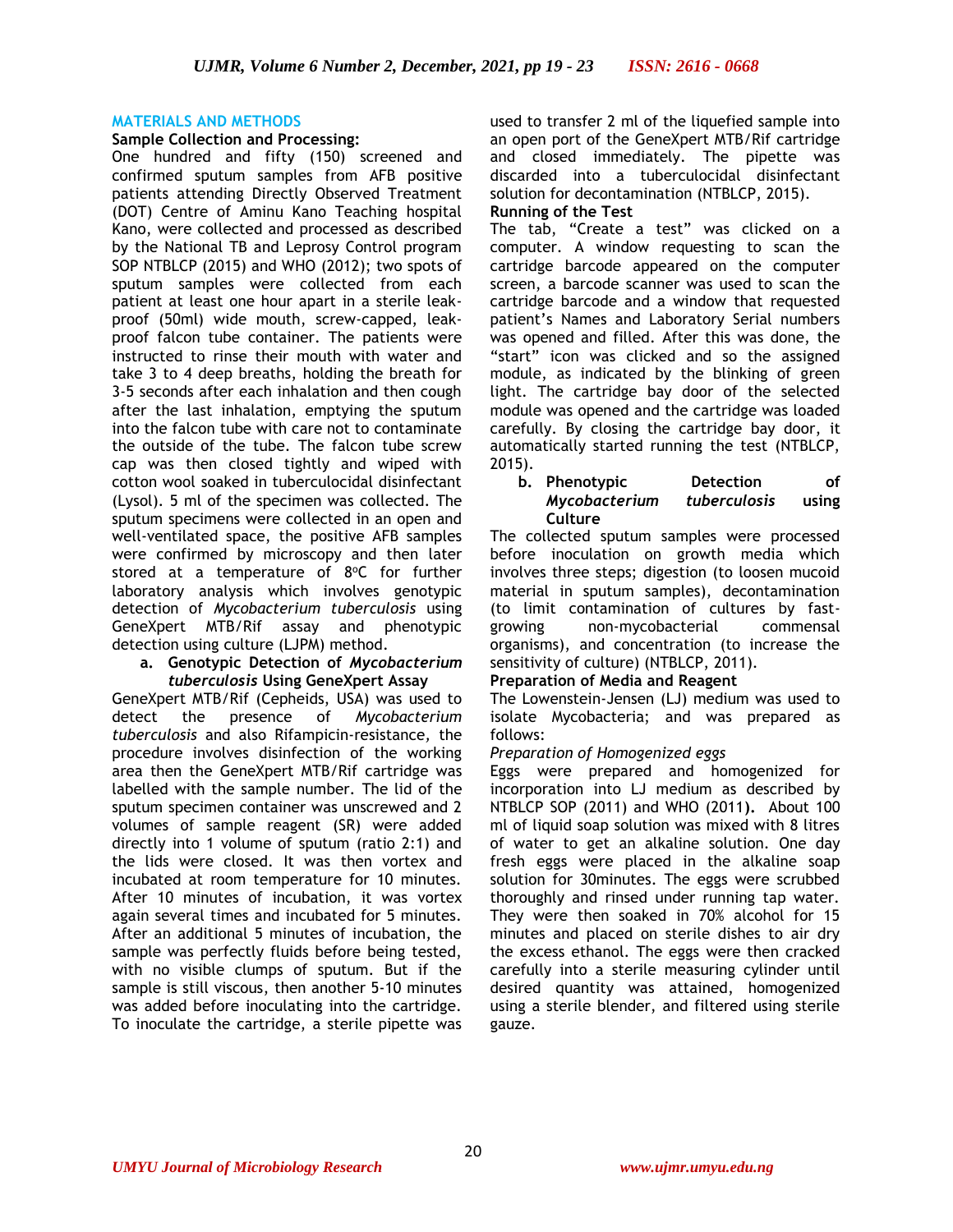## MATERIALS AND METHODS

**Sample Collection and Processing:**

One hundred and fifty (150) screened and confirmed sputum samples from AFB positive patients attending Directly Observed Treatment (DOT) Centre of Aminu Kano Teaching hospital Kano, were collected and processed as described by the National TB and Leprosy Control program SOP NTBLCP (2015) and WHO (2012); two spots of sputum samples were collected from each patient at least one hour apart in a sterile leak-proof (50ml) wide mouth, screw-capped, leak-proof falcon tube container. The patients were instructed to rinse their mouth with water and take 3 to 4 deep breaths, holding the breath for 3-5 seconds after each inhalation and then cough after the last inhalation, emptying the sputum into the falcon tube with care not to contaminate the outside of the tube. The falcon tube screw cap was then closed tightly and wiped with cotton wool soaked in tuberculocidal disinfectant (Lysol). 5 ml of the specimen was collected. The sputum specimens were collected in an open and well-ventilated space, the positive AFB samples were confirmed by microscopy and then later stored at a temperature of 8°C for further laboratory analysis which involves genotypic detection of *Mycobacterium tuberculosis* using GeneXpert MTB/Rif assay and phenotypic detection using culture (LJPM) method.

**a. Genotypic Detection of *Mycobacterium tuberculosis* Using GeneXpert Assay**

GeneXpert MTB/Rif (Cepheids, USA) was used to detect the presence of *Mycobacterium tuberculosis* and also Rifampicin-resistance, the procedure involves disinfection of the working area then the GeneXpert MTB/Rif cartridge was labelled with the sample number. The lid of the sputum specimen container was unscrewed and 2 volumes of sample reagent (SR) were added directly into 1 volume of sputum (ratio 2:1) and the lids were closed. It was then vortex and incubated at room temperature for 10 minutes. After 10 minutes of incubation, it was vortex again several times and incubated for 5 minutes. After an additional 5 minutes of incubation, the sample was perfectly fluids before being tested, with no visible clumps of sputum. But if the sample is still viscous, then another 5-10 minutes was added before inoculating into the cartridge. To inoculate the cartridge, a sterile pipette was used to transfer 2 ml of the liquefied sample into an open port of the GeneXpert MTB/Rif cartridge and closed immediately. The pipette was discarded into a tuberculocidal disinfectant solution for decontamination (NTBLCP, 2015).

**Running of the Test**

The tab, "Create a test" was clicked on a computer. A window requesting to scan the cartridge barcode appeared on the computer screen, a barcode scanner was used to scan the cartridge barcode and a window that requested patient's Names and Laboratory Serial numbers was opened and filled. After this was done, the "start" icon was clicked and so the assigned module, as indicated by the blinking of green light. The cartridge bay door of the selected module was opened and the cartridge was loaded carefully. By closing the cartridge bay door, it automatically started running the test (NTBLCP, 2015).

**b. Phenotypic Detection of *Mycobacterium tuberculosis* using Culture**

The collected sputum samples were processed before inoculation on growth media which involves three steps; digestion (to loosen mucoid material in sputum samples), decontamination (to limit contamination of cultures by fast-growing non-mycobacterial commensal organisms), and concentration (to increase the sensitivity of culture) (NTBLCP, 2011).

**Preparation of Media and Reagent**

The Lowenstein-Jensen (LJ) medium was used to isolate Mycobacteria; and was prepared as follows:

*Preparation of Homogenized eggs*

Eggs were prepared and homogenized for incorporation into LJ medium as described by NTBLCP SOP (2011) and WHO (2011). About 100 ml of liquid soap solution was mixed with 8 litres of water to get an alkaline solution. One day fresh eggs were placed in the alkaline soap solution for 30minutes. The eggs were scrubbed thoroughly and rinsed under running tap water. They were then soaked in 70% alcohol for 15 minutes and placed on sterile dishes to air dry the excess ethanol. The eggs were then cracked carefully into a sterile measuring cylinder until desired quantity was attained, homogenized using a sterile blender, and filtered using sterile gauze.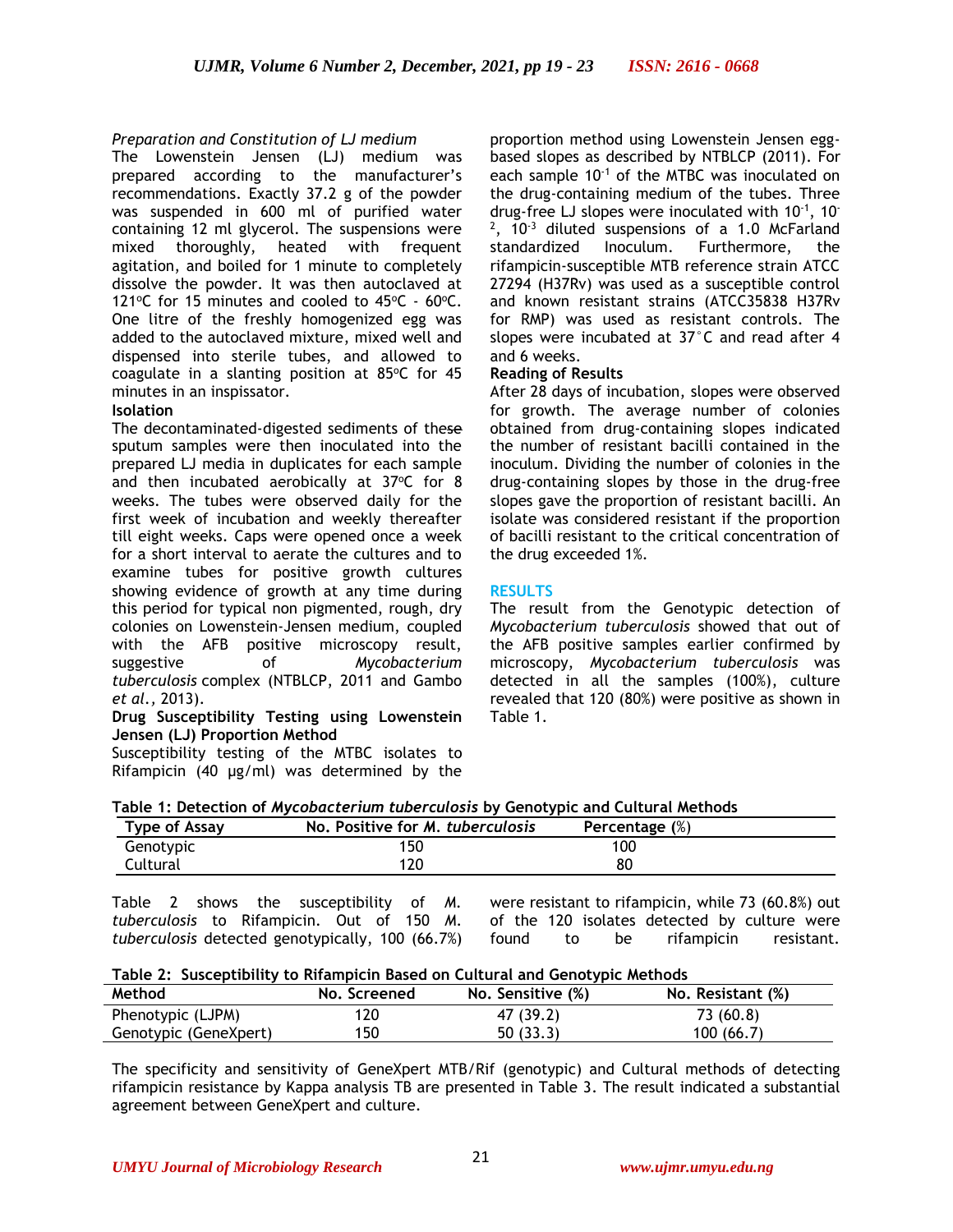*Preparation and Constitution of LJ medium*

The Lowenstein Jensen (LJ) medium was prepared according to the manufacturer's recommendations. Exactly 37.2 g of the powder was suspended in 600 ml of purified water containing 12 ml glycerol. The suspensions were mixed thoroughly, heated with frequent agitation, and boiled for 1 minute to completely dissolve the powder. It was then autoclaved at 121ºC for 15 minutes and cooled to 45ºC - 60ºC. One litre of the freshly homogenized egg was added to the autoclaved mixture, mixed well and dispensed into sterile tubes, and allowed to coagulate in a slanting position at 85ºC for 45 minutes in an inspissator.

**Isolation**

The decontaminated-digested sediments of these sputum samples were then inoculated into the prepared LJ media in duplicates for each sample and then incubated aerobically at 37ºC for 8 weeks. The tubes were observed daily for the first week of incubation and weekly thereafter till eight weeks. Caps were opened once a week for a short interval to aerate the cultures and to examine tubes for positive growth cultures showing evidence of growth at any time during this period for typical non pigmented, rough, dry colonies on Lowenstein-Jensen medium, coupled with the AFB positive microscopy result, suggestive of *Mycobacterium tuberculosis* complex (NTBLCP, 2011 and Gambo *et al.,* 2013).

**Drug Susceptibility Testing using Lowenstein Jensen (LJ) Proportion Method**

Susceptibility testing of the MTBC isolates to Rifampicin (40 µg/ml) was determined by the proportion method using Lowenstein Jensen egg-based slopes as described by NTBLCP (2011). For each sample $10^{-1}$ of the MTBC was inoculated on the drug-containing medium of the tubes. Three drug-free LJ slopes were inoculated with $10^{-1}$, $10^{-2}$, $10^{-3}$ diluted suspensions of a 1.0 McFarland standardized Inoculum. Furthermore, the rifampicin-susceptible MTB reference strain ATCC 27294 (H37Rv) was used as a susceptible control and known resistant strains (ATCC35838 H37Rv for RMP) was used as resistant controls. The slopes were incubated at 37˚C and read after 4 and 6 weeks.

**Reading of Results**

After 28 days of incubation, slopes were observed for growth. The average number of colonies obtained from drug-containing slopes indicated the number of resistant bacilli contained in the inoculum. Dividing the number of colonies in the drug-containing slopes by those in the drug-free slopes gave the proportion of resistant bacilli. An isolate was considered resistant if the proportion of bacilli resistant to the critical concentration of the drug exceeded 1%.

## RESULTS

The result from the Genotypic detection of *Mycobacterium tuberculosis* showed that out of the AFB positive samples earlier confirmed by microscopy, *Mycobacterium tuberculosis* was detected in all the samples (100%), culture revealed that 120 (80%) were positive as shown in Table 1.

**Table 1: Detection of *Mycobacterium tuberculosis* by Genotypic and Cultural Methods**

| Type of Assay | No. Positive for *M. tuberculosis* | Percentage (%) |
|---|---|---|
| Genotypic | 150 | 100 |
| Cultural | 120 | 80 |

Table 2 shows the susceptibility of *M. tuberculosis* to Rifampicin. Out of 150 *M. tuberculosis* detected genotypically, 100 (66.7%) were resistant to rifampicin, while 73 (60.8%) out of the 120 isolates detected by culture were found to be rifampicin resistant.

**Table 2: Susceptibility to Rifampicin Based on Cultural and Genotypic Methods**

| Method | No. Screened | No. Sensitive (%) | No. Resistant (%) |
|---|---|---|---|
| Phenotypic (LJPM) | 120 | 47 (39.2) | 73 (60.8) |
| Genotypic (GeneXpert) | 150 | 50 (33.3) | 100 (66.7) |

The specificity and sensitivity of GeneXpert MTB/Rif (genotypic) and Cultural methods of detecting rifampicin resistance by Kappa analysis TB are presented in Table 3. The result indicated a substantial agreement between GeneXpert and culture.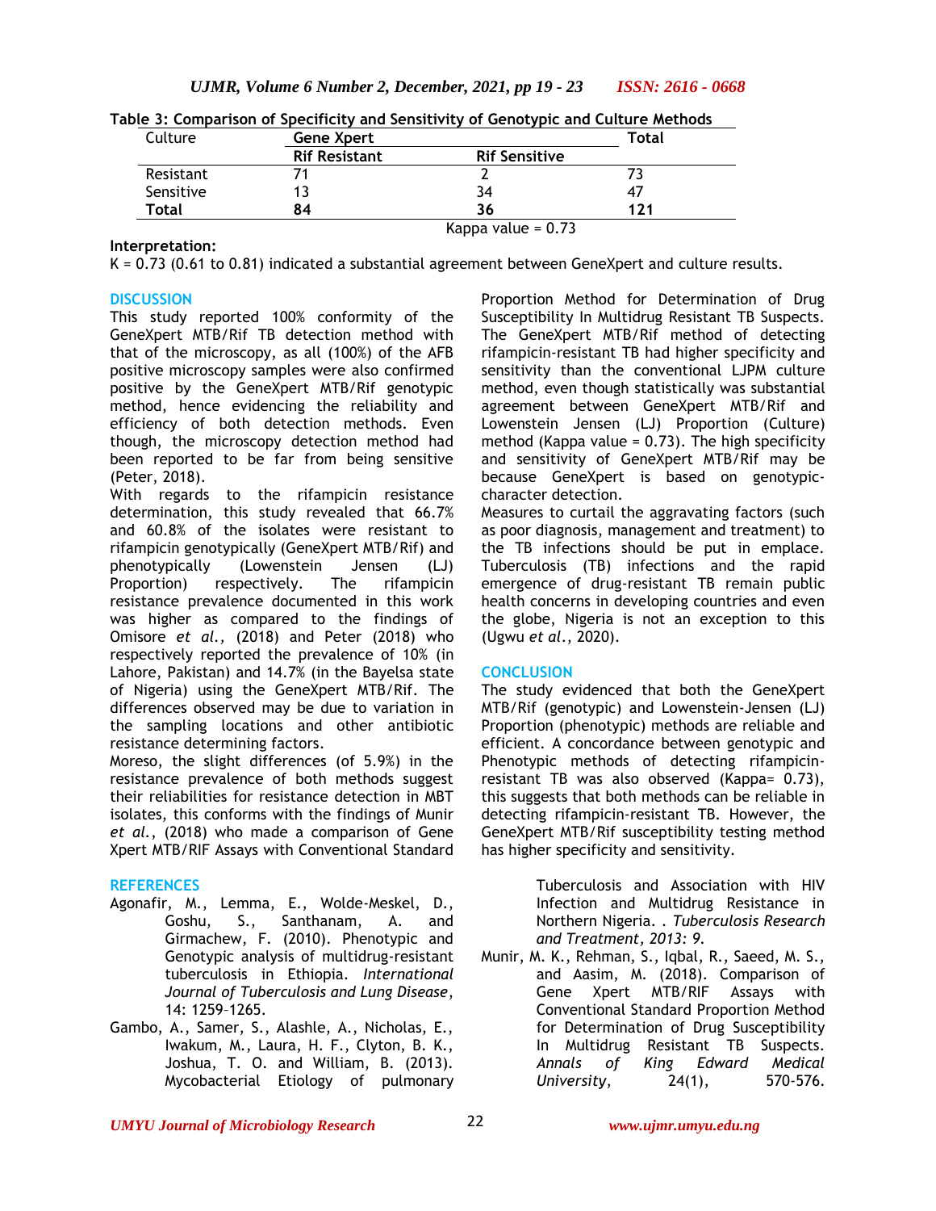**Table 3: Comparison of Specificity and Sensitivity of Genotypic and Culture Methods**

| Culture | Gene Xpert | | Total |
|---|---|---|---|
| | **Rif Resistant** | **Rif Sensitive** | |
| Resistant | 71 | 2 | 73 |
| Sensitive | 13 | 34 | 47 |
| **Total** | **84** | **36** | **121** |
| | | Kappa value = 0.73 | |

**Interpretation:**

K = 0.73 (0.61 to 0.81) indicated a substantial agreement between GeneXpert and culture results.

## DISCUSSION

This study reported 100% conformity of the GeneXpert MTB/Rif TB detection method with that of the microscopy, as all (100%) of the AFB positive microscopy samples were also confirmed positive by the GeneXpert MTB/Rif genotypic method, hence evidencing the reliability and efficiency of both detection methods. Even though, the microscopy detection method had been reported to be far from being sensitive (Peter, 2018).

With regards to the rifampicin resistance determination, this study revealed that 66.7% and 60.8% of the isolates were resistant to rifampicin genotypically (GeneXpert MTB/Rif) and phenotypically (Lowenstein Jensen (LJ) Proportion) respectively. The rifampicin resistance prevalence documented in this work was higher as compared to the findings of Omisore *et al.,* (2018) and Peter (2018) who respectively reported the prevalence of 10% (in Lahore, Pakistan) and 14.7% (in the Bayelsa state of Nigeria) using the GeneXpert MTB/Rif. The differences observed may be due to variation in the sampling locations and other antibiotic resistance determining factors.

Moreso, the slight differences (of 5.9%) in the resistance prevalence of both methods suggest their reliabilities for resistance detection in MBT isolates, this conforms with the findings of Munir *et al.*, (2018) who made a comparison of Gene Xpert MTB/RIF Assays with Conventional Standard Proportion Method for Determination of Drug Susceptibility In Multidrug Resistant TB Suspects. The GeneXpert MTB/Rif method of detecting rifampicin-resistant TB had higher specificity and sensitivity than the conventional LJPM culture method, even though statistically was substantial agreement between GeneXpert MTB/Rif and Lowenstein Jensen (LJ) Proportion (Culture) method (Kappa value = 0.73). The high specificity and sensitivity of GeneXpert MTB/Rif may be because GeneXpert is based on genotypic-character detection.

Measures to curtail the aggravating factors (such as poor diagnosis, management and treatment) to the TB infections should be put in emplace. Tuberculosis (TB) infections and the rapid emergence of drug-resistant TB remain public health concerns in developing countries and even the globe, Nigeria is not an exception to this (Ugwu *et al.*, 2020).

## CONCLUSION

The study evidenced that both the GeneXpert MTB/Rif (genotypic) and Lowenstein-Jensen (LJ) Proportion (phenotypic) methods are reliable and efficient. A concordance between genotypic and Phenotypic methods of detecting rifampicin-resistant TB was also observed (Kappa= 0.73), this suggests that both methods can be reliable in detecting rifampicin-resistant TB. However, the GeneXpert MTB/Rif susceptibility testing method has higher specificity and sensitivity.

## REFERENCES

Agonafir, M., Lemma, E., Wolde-Meskel, D., Goshu, S., Santhanam, A. and Girmachew, F. (2010). Phenotypic and Genotypic analysis of multidrug-resistant tuberculosis in Ethiopia. *International Journal of Tuberculosis and Lung Disease*, 14: 1259–1265.

Gambo, A., Samer, S., Alashle, A., Nicholas, E., Iwakum, M., Laura, H. F., Clyton, B. K., Joshua, T. O. and William, B. (2013). Mycobacterial Etiology of pulmonary Tuberculosis and Association with HIV Infection and Multidrug Resistance in Northern Nigeria. . *Tuberculosis Research and Treatment, 2013: 9.*

Munir, M. K., Rehman, S., Iqbal, R., Saeed, M. S., and Aasim, M. (2018). Comparison of Gene Xpert MTB/RIF Assays with Conventional Standard Proportion Method for Determination of Drug Susceptibility In Multidrug Resistant TB Suspects. *Annals of King Edward Medical University*, 24(1), 570-576.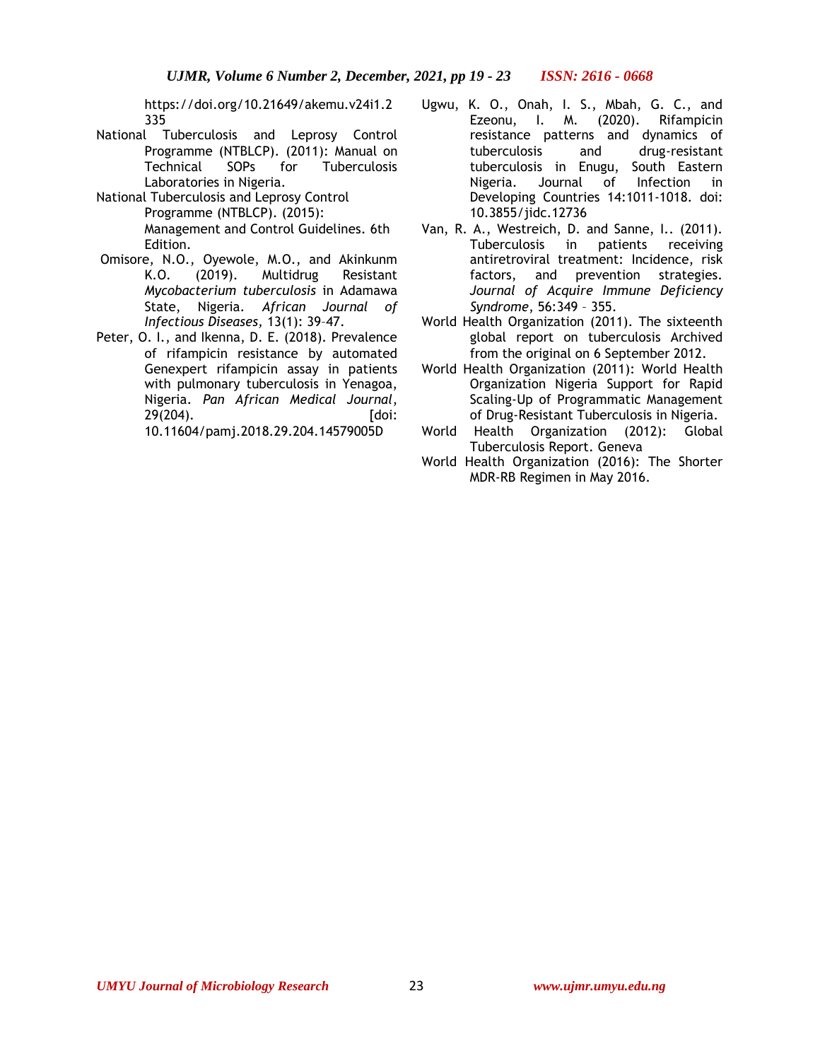https://doi.org/10.21649/akemu.v24i1.2335

National Tuberculosis and Leprosy Control Programme (NTBLCP). (2011): Manual on Technical SOPs for Tuberculosis Laboratories in Nigeria.

National Tuberculosis and Leprosy Control Programme (NTBLCP). (2015): Management and Control Guidelines. 6th Edition.

Omisore, N.O., Oyewole, M.O., and Akinkunm K.O. (2019). Multidrug Resistant *Mycobacterium tuberculosis* in Adamawa State, Nigeria. *African Journal of Infectious Diseases*, 13(1): 39–47.

Peter, O. I., and Ikenna, D. E. (2018). Prevalence of rifampicin resistance by automated Genexpert rifampicin assay in patients with pulmonary tuberculosis in Yenagoa, Nigeria. *Pan African Medical Journal*, 29(204). [doi: 10.11604/pamj.2018.29.204.14579005D

Ugwu, K. O., Onah, I. S., Mbah, G. C., and Ezeonu, I. M. (2020). Rifampicin resistance patterns and dynamics of tuberculosis and drug-resistant tuberculosis in Enugu, South Eastern Nigeria. Journal of Infection in Developing Countries 14:1011-1018. doi: 10.3855/jidc.12736

Van, R. A., Westreich, D. and Sanne, I.. (2011). Tuberculosis in patients receiving antiretroviral treatment: Incidence, risk factors, and prevention strategies. *Journal of Acquire Immune Deficiency Syndrome*, 56:349 – 355.

World Health Organization (2011). The sixteenth global report on tuberculosis Archived from the original on 6 September 2012.

World Health Organization (2011): World Health Organization Nigeria Support for Rapid Scaling-Up of Programmatic Management of Drug-Resistant Tuberculosis in Nigeria.

World Health Organization (2012): Global Tuberculosis Report. Geneva

World Health Organization (2016): The Shorter MDR-RB Regimen in May 2016.